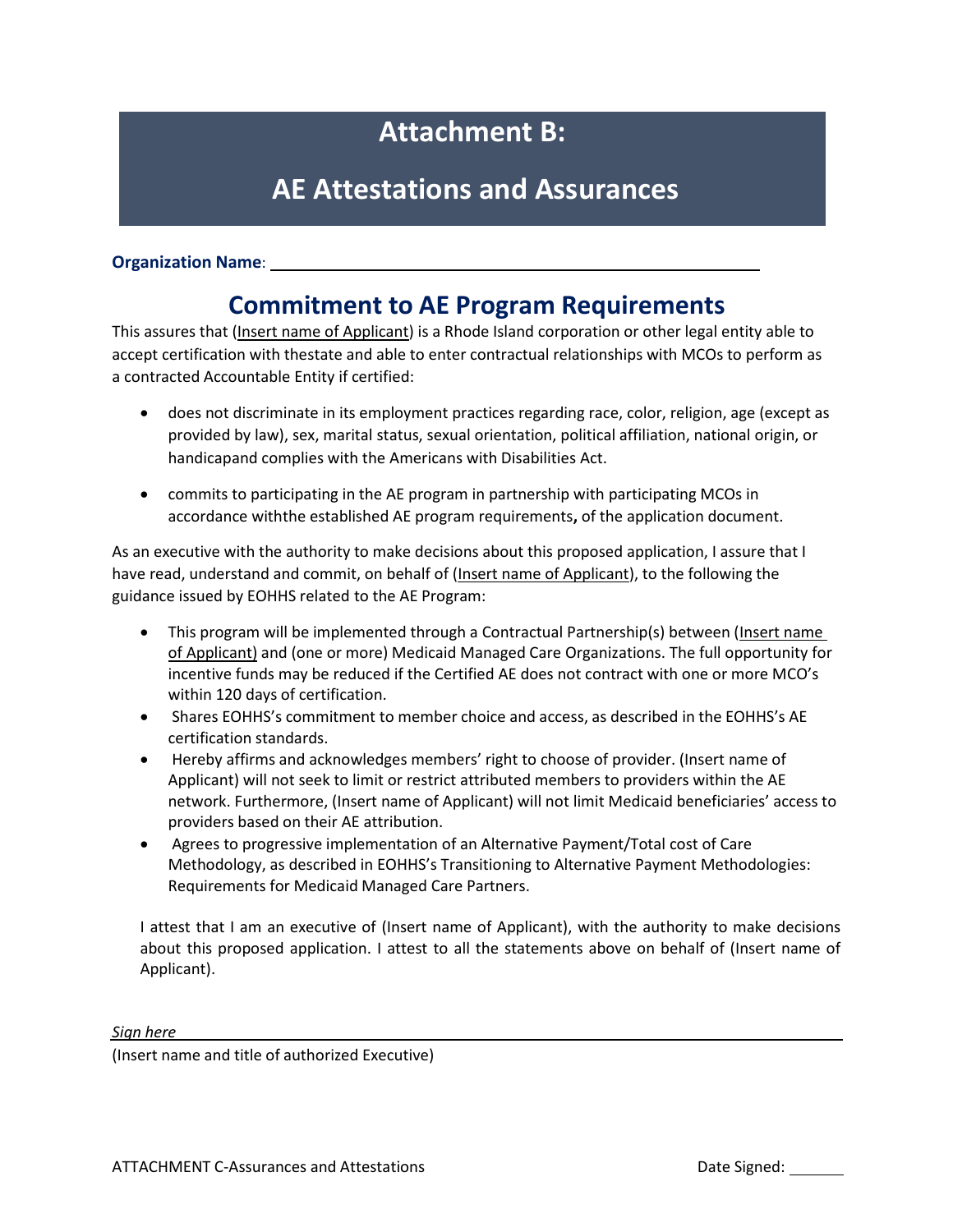# Attachment B:

# AE Attestations and Assurances

**Organization Name**: \_\_\_\_\_\_\_\_\_\_\_\_\_\_\_\_\_\_\_\_\_\_\_\_\_\_\_\_\_\_\_\_\_\_\_\_\_\_\_\_\_\_\_\_\_\_\_\_\_\_\_\_

## Commitment to AE Program Requirements

This assures that (Insert name of Applicant) is a Rhode Island corporation or other legal entity able to accept certification with thestate and able to enter contractual relationships with MCOs to perform as a contracted Accountable Entity if certified:

- does not discriminate in its employment practices regarding race, color, religion, age (except as provided by law), sex, marital status, sexual orientation, political affiliation, national origin, or handicapand complies with the Americans with Disabilities Act.
- commits to participating in the AE program in partnership with participating MCOs in accordance withthe established AE program requirements**,** of the application document.

As an executive with the authority to make decisions about this proposed application, I assure that I have read, understand and commit, on behalf of (Insert name of Applicant), to the following the guidance issued by EOHHS related to the AE Program:

- This program will be implemented through a Contractual Partnership(s) between (Insert name of Applicant) and (one or more) Medicaid Managed Care Organizations. The full opportunity for incentive funds may be reduced if the Certified AE does not contract with one or more MCO's within 120 days of certification.
- Shares EOHHS's commitment to member choice and access, as described in the EOHHS's AE certification standards.
- Hereby affirms and acknowledges members' right to choose of provider. (Insert name of Applicant) will not seek to limit or restrict attributed members to providers within the AE network. Furthermore, (Insert name of Applicant) will not limit Medicaid beneficiaries' access to providers based on their AE attribution.
- Agrees to progressive implementation of an Alternative Payment/Total cost of Care Methodology, as described in EOHHS's Transitioning to Alternative Payment Methodologies: Requirements for Medicaid Managed Care Partners.

I attest that I am an executive of (Insert name of Applicant), with the authority to make decisions about this proposed application. I attest to all the statements above on behalf of (Insert name of Applicant).

*Sign here* \_\_\_\_\_\_\_\_\_\_\_\_\_\_\_\_\_\_\_\_\_\_\_\_\_\_\_\_\_\_\_\_\_\_\_\_\_\_\_\_\_\_\_\_\_\_\_\_\_\_\_\_\_\_\_\_

(Insert name and title of authorized Executive)

ATTACHMENT C-Assurances and Attestations

Date Signed: \_\_\_\_\_\_\_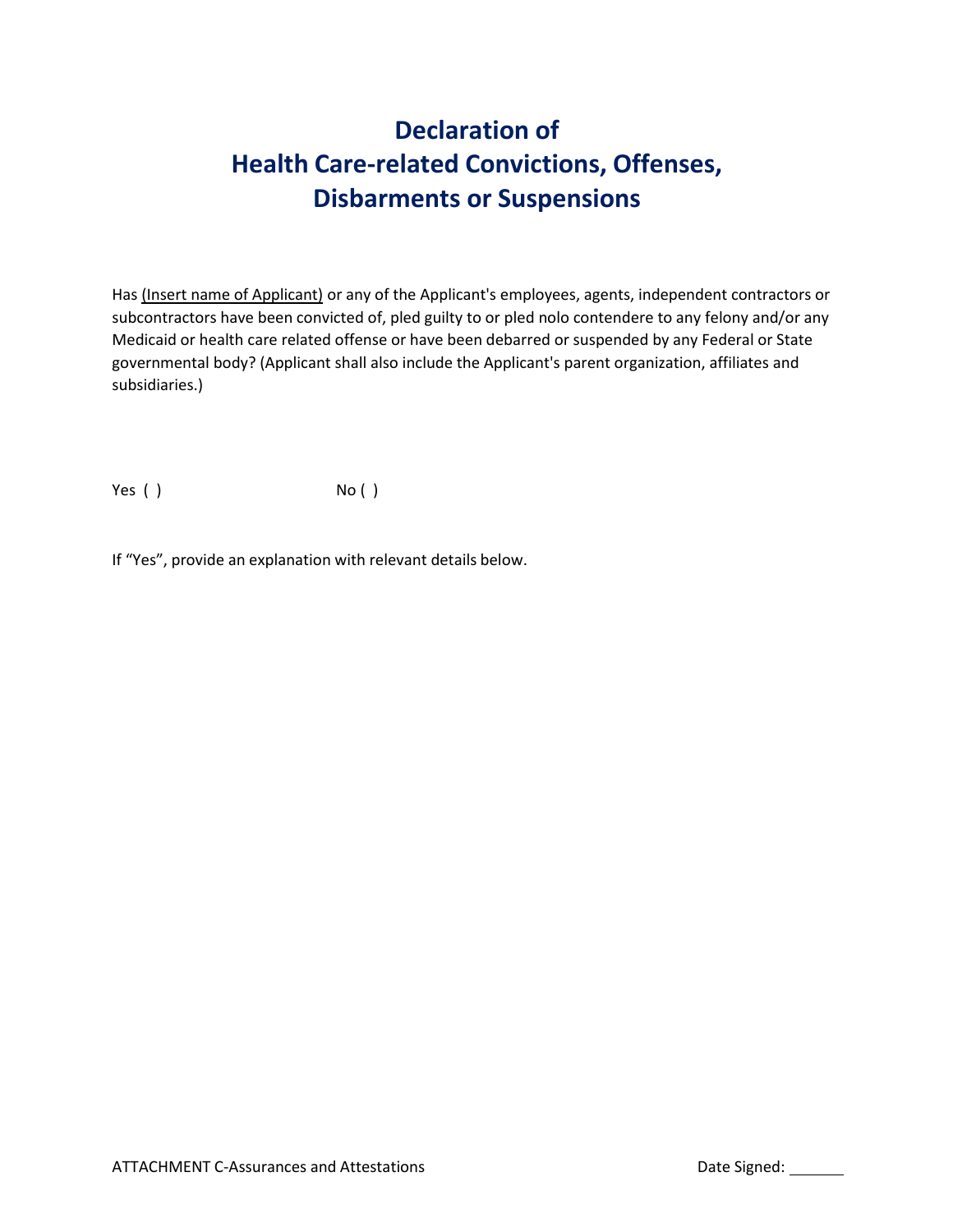# Declaration of Health Care-related Convictions, Offenses, Disbarments or Suspensions

Has (Insert name of Applicant) or any of the Applicant's employees, agents, independent contractors or subcontractors have been convicted of, pled guilty to or pled nolo contendere to any felony and/or any Medicaid or health care related offense or have been debarred or suspended by any Federal or State governmental body? (Applicant shall also include the Applicant's parent organization, affiliates and subsidiaries.)

Yes ( )          No ( )

If "Yes", provide an explanation with relevant details below.

ATTACHMENT C-Assurances and Attestations          Date Signed: ______